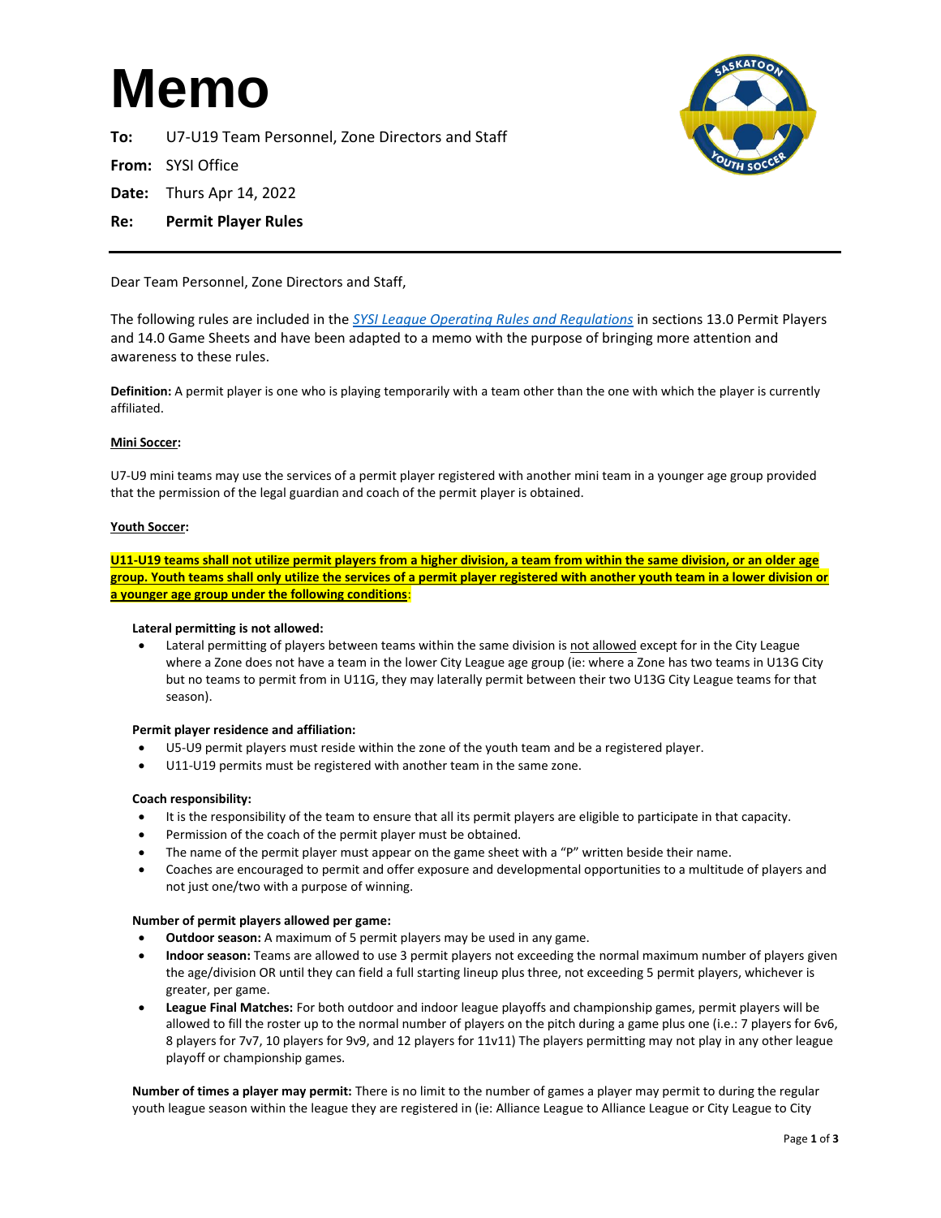# Memo

**To:** U7-U19 Team Personnel, Zone Directors and Staff

**From:** SYSI Office

**Date:** Thurs Apr 14, 2022

**Re:** **Permit Player Rules**

Dear Team Personnel, Zone Directors and Staff,

The following rules are included in the *SYSI League Operating Rules and Regulations* in sections 13.0 Permit Players and 14.0 Game Sheets and have been adapted to a memo with the purpose of bringing more attention and awareness to these rules.

**Definition:** A permit player is one who is playing temporarily with a team other than the one with which the player is currently affiliated.

**Mini Soccer:**

U7-U9 mini teams may use the services of a permit player registered with another mini team in a younger age group provided that the permission of the legal guardian and coach of the permit player is obtained.

**Youth Soccer:**

**U11-U19 teams shall not utilize permit players from a higher division, a team from within the same division, or an older age group. Youth teams shall only utilize the services of a permit player registered with another youth team in a lower division or a younger age group under the following conditions**:

**Lateral permitting is not allowed:**

- Lateral permitting of players between teams within the same division is not allowed except for in the City League where a Zone does not have a team in the lower City League age group (ie: where a Zone has two teams in U13G City but no teams to permit from in U11G, they may laterally permit between their two U13G City League teams for that season).

**Permit player residence and affiliation:**

- U5-U9 permit players must reside within the zone of the youth team and be a registered player.
- U11-U19 permits must be registered with another team in the same zone.

**Coach responsibility:**

- It is the responsibility of the team to ensure that all its permit players are eligible to participate in that capacity.
- Permission of the coach of the permit player must be obtained.
- The name of the permit player must appear on the game sheet with a "P" written beside their name.
- Coaches are encouraged to permit and offer exposure and developmental opportunities to a multitude of players and not just one/two with a purpose of winning.

**Number of permit players allowed per game:**

- **Outdoor season:** A maximum of 5 permit players may be used in any game.
- **Indoor season:** Teams are allowed to use 3 permit players not exceeding the normal maximum number of players given the age/division OR until they can field a full starting lineup plus three, not exceeding 5 permit players, whichever is greater, per game.
- **League Final Matches:** For both outdoor and indoor league playoffs and championship games, permit players will be allowed to fill the roster up to the normal number of players on the pitch during a game plus one (i.e.: 7 players for 6v6, 8 players for 7v7, 10 players for 9v9, and 12 players for 11v11) The players permitting may not play in any other league playoff or championship games.

**Number of times a player may permit:** There is no limit to the number of games a player may permit to during the regular youth league season within the league they are registered in (ie: Alliance League to Alliance League or City League to City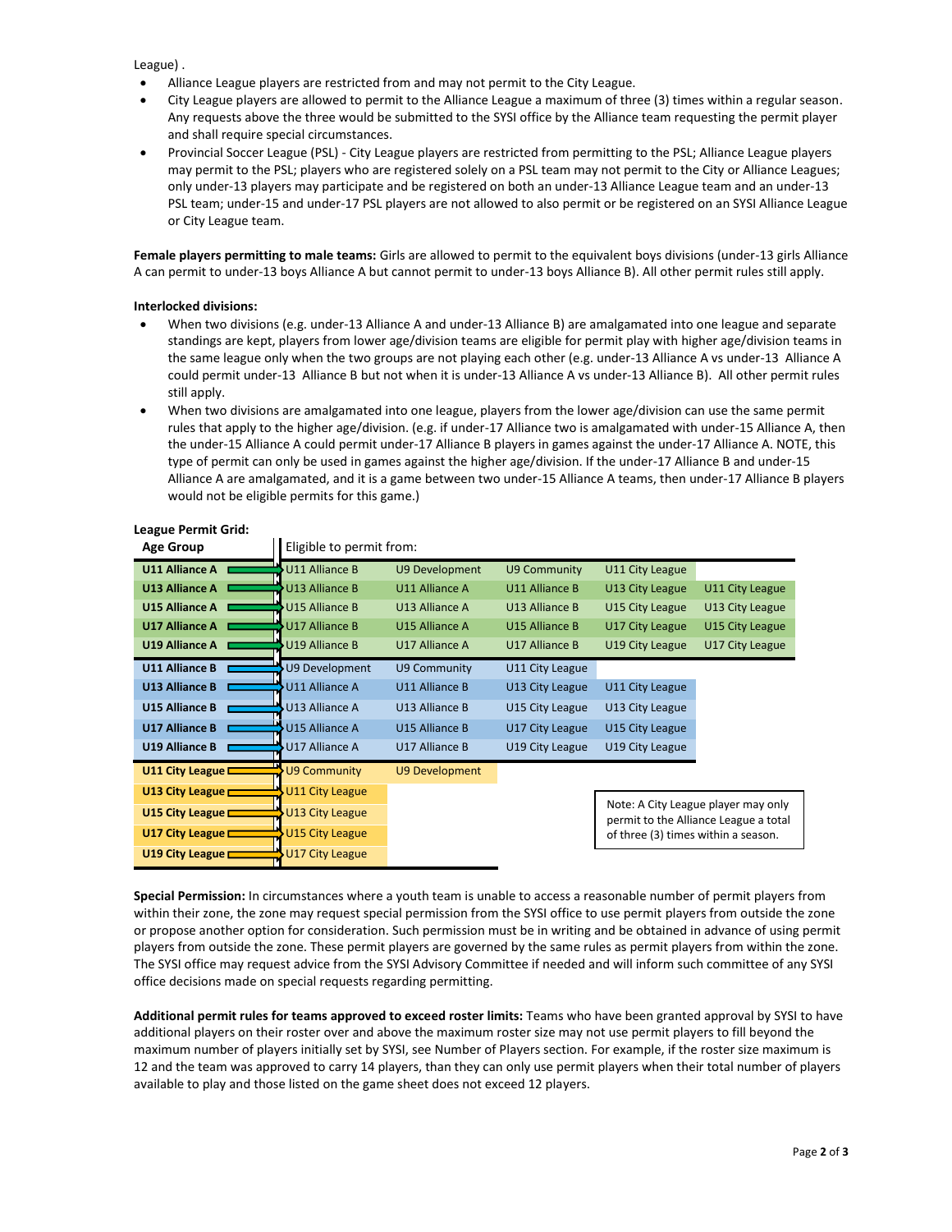League) .

- Alliance League players are restricted from and may not permit to the City League.
- City League players are allowed to permit to the Alliance League a maximum of three (3) times within a regular season. Any requests above the three would be submitted to the SYSI office by the Alliance team requesting the permit player and shall require special circumstances.
- Provincial Soccer League (PSL) - City League players are restricted from permitting to the PSL; Alliance League players may permit to the PSL; players who are registered solely on a PSL team may not permit to the City or Alliance Leagues; only under-13 players may participate and be registered on both an under-13 Alliance League team and an under-13 PSL team; under-15 and under-17 PSL players are not allowed to also permit or be registered on an SYSI Alliance League or City League team.

**Female players permitting to male teams:** Girls are allowed to permit to the equivalent boys divisions (under-13 girls Alliance A can permit to under-13 boys Alliance A but cannot permit to under-13 boys Alliance B). All other permit rules still apply.

**Interlocked divisions:**

- When two divisions (e.g. under-13 Alliance A and under-13 Alliance B) are amalgamated into one league and separate standings are kept, players from lower age/division teams are eligible for permit play with higher age/division teams in the same league only when the two groups are not playing each other (e.g. under-13 Alliance A vs under-13 Alliance A could permit under-13 Alliance B but not when it is under-13 Alliance A vs under-13 Alliance B). All other permit rules still apply.
- When two divisions are amalgamated into one league, players from the lower age/division can use the same permit rules that apply to the higher age/division. (e.g. if under-17 Alliance two is amalgamated with under-15 Alliance A, then the under-15 Alliance A could permit under-17 Alliance B players in games against the under-17 Alliance A. NOTE, this type of permit can only be used in games against the higher age/division. If the under-17 Alliance B and under-15 Alliance A are amalgamated, and it is a game between two under-15 Alliance A teams, then under-17 Alliance B players would not be eligible permits for this game.)

**League Permit Grid:**

| Age Group | Eligible to permit from: | | | | |
|---|---|---|---|---|---|
| U11 Alliance A | U11 Alliance B | U9 Development | U9 Community | U11 City League | |
| U13 Alliance A | U13 Alliance B | U11 Alliance A | U11 Alliance B | U13 City League | U11 City League |
| U15 Alliance A | U15 Alliance B | U13 Alliance A | U13 Alliance B | U15 City League | U13 City League |
| U17 Alliance A | U17 Alliance B | U15 Alliance A | U15 Alliance B | U17 City League | U15 City League |
| U19 Alliance A | U19 Alliance B | U17 Alliance A | U17 Alliance B | U19 City League | U17 City League |
| U11 Alliance B | U9 Development | U9 Community | U11 City League | | |
| U13 Alliance B | U11 Alliance A | U11 Alliance B | U13 City League | U11 City League | |
| U15 Alliance B | U13 Alliance A | U13 Alliance B | U15 City League | U13 City League | |
| U17 Alliance B | U15 Alliance A | U15 Alliance B | U17 City League | U15 City League | |
| U19 Alliance B | U17 Alliance A | U17 Alliance B | U19 City League | U19 City League | |
| U11 City League | U9 Community | U9 Development | | | |
| U13 City League | U11 City League | | | | |
| U15 City League | U13 City League | | | | |
| U17 City League | U15 City League | | | | |
| U19 City League | U17 City League | | | | |

Note: A City League player may only permit to the Alliance League a total of three (3) times within a season.

**Special Permission:** In circumstances where a youth team is unable to access a reasonable number of permit players from within their zone, the zone may request special permission from the SYSI office to use permit players from outside the zone or propose another option for consideration. Such permission must be in writing and be obtained in advance of using permit players from outside the zone. These permit players are governed by the same rules as permit players from within the zone. The SYSI office may request advice from the SYSI Advisory Committee if needed and will inform such committee of any SYSI office decisions made on special requests regarding permitting.

**Additional permit rules for teams approved to exceed roster limits:** Teams who have been granted approval by SYSI to have additional players on their roster over and above the maximum roster size may not use permit players to fill beyond the maximum number of players initially set by SYSI, see Number of Players section. For example, if the roster size maximum is 12 and the team was approved to carry 14 players, than they can only use permit players when their total number of players available to play and those listed on the game sheet does not exceed 12 players.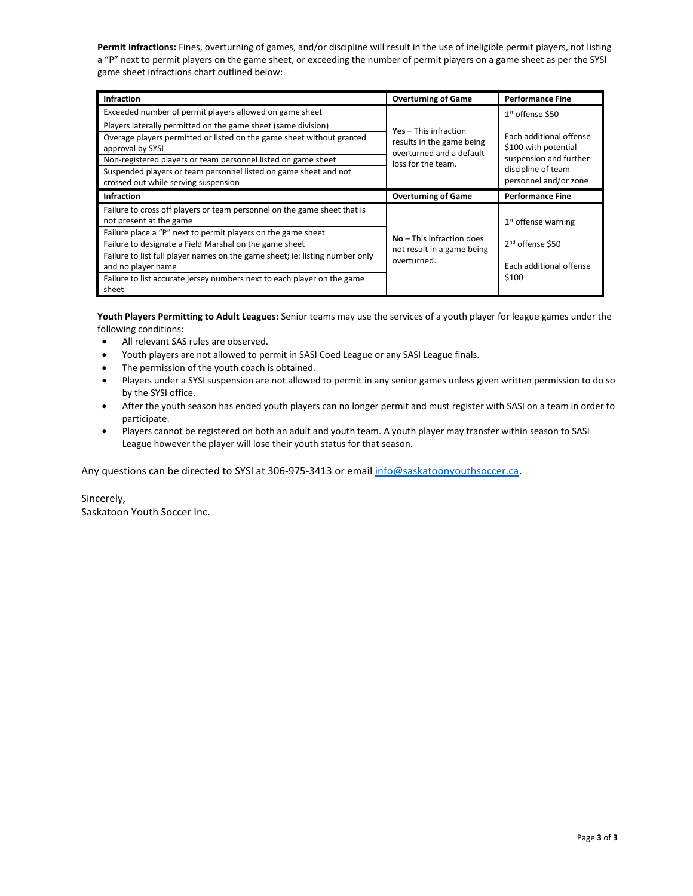**Permit Infractions:** Fines, overturning of games, and/or discipline will result in the use of ineligible permit players, not listing a "P" next to permit players on the game sheet, or exceeding the number of permit players on a game sheet as per the SYSI game sheet infractions chart outlined below:

| Infraction | Overturning of Game | Performance Fine |
|---|---|---|
| Exceeded number of permit players allowed on game sheet<br>Players laterally permitted on the game sheet (same division)<br>Overage players permitted or listed on the game sheet without granted approval by SYSI<br>Non-registered players or team personnel listed on game sheet<br>Suspended players or team personnel listed on game sheet and not crossed out while serving suspension | **Yes** – This infraction results in the game being overturned and a default loss for the team. | 1st offense $50<br><br>Each additional offense $100 with potential suspension and further discipline of team personnel and/or zone |
| **Infraction** | **Overturning of Game** | **Performance Fine** |
| Failure to cross off players or team personnel on the game sheet that is not present at the game<br>Failure place a "P" next to permit players on the game sheet<br>Failure to designate a Field Marshal on the game sheet<br>Failure to list full player names on the game sheet; ie: listing number only and no player name<br>Failure to list accurate jersey numbers next to each player on the game sheet | **No** – This infraction does not result in a game being overturned. | 1st offense warning<br><br>2nd offense $50<br><br>Each additional offense $100 |

**Youth Players Permitting to Adult Leagues:** Senior teams may use the services of a youth player for league games under the following conditions:

- All relevant SAS rules are observed.
- Youth players are not allowed to permit in SASI Coed League or any SASI League finals.
- The permission of the youth coach is obtained.
- Players under a SYSI suspension are not allowed to permit in any senior games unless given written permission to do so by the SYSI office.
- After the youth season has ended youth players can no longer permit and must register with SASI on a team in order to participate.
- Players cannot be registered on both an adult and youth team. A youth player may transfer within season to SASI League however the player will lose their youth status for that season.

Any questions can be directed to SYSI at 306-975-3413 or email info@saskatoonyouthsoccer.ca.

Sincerely,
Saskatoon Youth Soccer Inc.